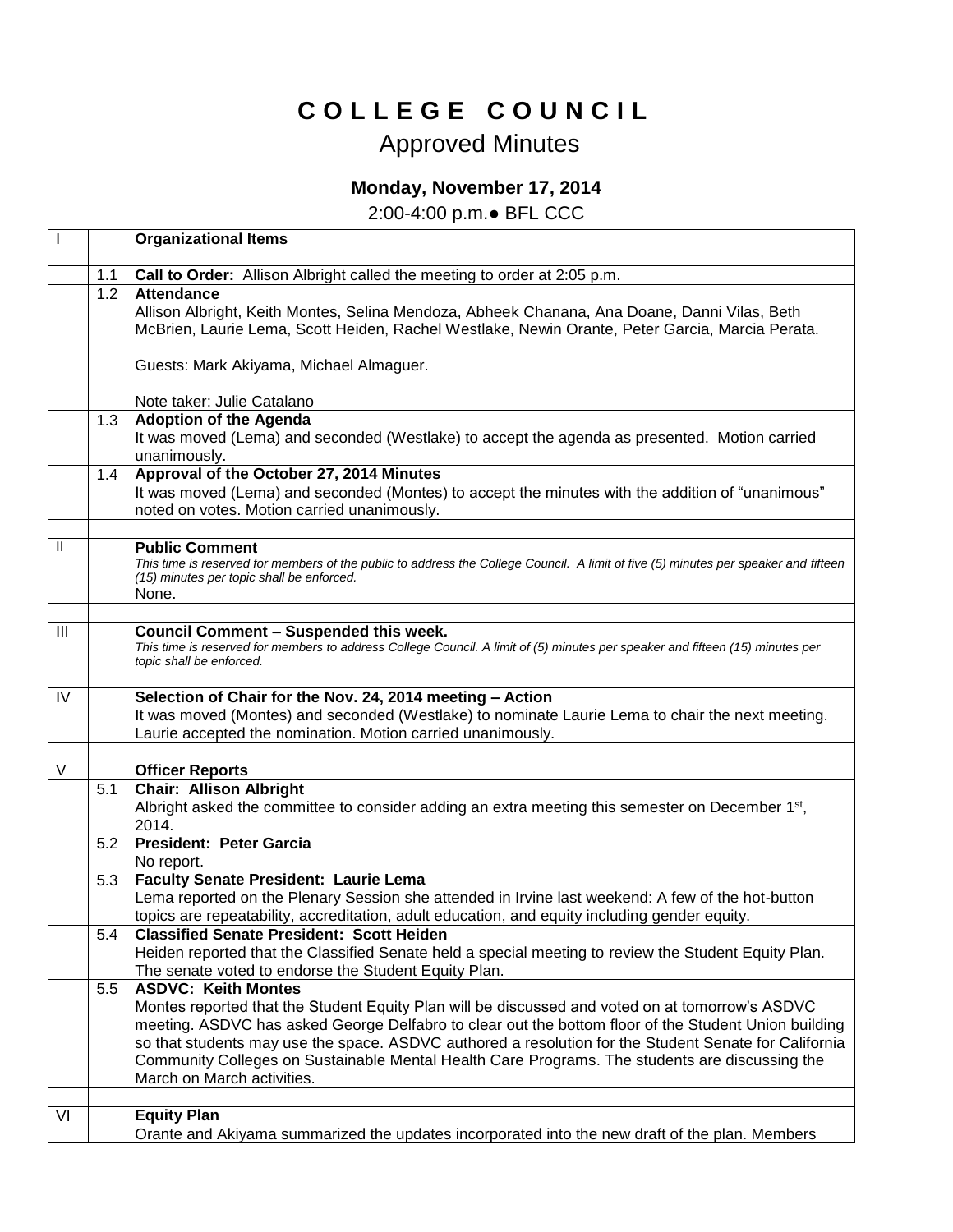# C O L L E G E   C O U N C I L

## Approved Minutes

### Monday, November 17, 2014

2:00-4:00 p.m.● BFL CCC

| | | |
|---|---|---|
| I | | **Organizational Items** |
| | 1.1 | **Call to Order:** Allison Albright called the meeting to order at 2:05 p.m. |
| | 1.2 | **Attendance**<br>Allison Albright, Keith Montes, Selina Mendoza, Abheek Chanana, Ana Doane, Danni Vilas, Beth McBrien, Laurie Lema, Scott Heiden, Rachel Westlake, Newin Orante, Peter Garcia, Marcia Perata.<br><br>Guests: Mark Akiyama, Michael Almaguer.<br><br>Note taker: Julie Catalano |
| | 1.3 | **Adoption of the Agenda**<br>It was moved (Lema) and seconded (Westlake) to accept the agenda as presented. Motion carried unanimously. |
| | 1.4 | **Approval of the October 27, 2014 Minutes**<br>It was moved (Lema) and seconded (Montes) to accept the minutes with the addition of "unanimous" noted on votes. Motion carried unanimously. |
| | | |
| II | | **Public Comment**<br>*This time is reserved for members of the public to address the College Council. A limit of five (5) minutes per speaker and fifteen (15) minutes per topic shall be enforced.*<br>None. |
| | | |
| III | | **Council Comment – Suspended this week.**<br>*This time is reserved for members to address College Council. A limit of (5) minutes per speaker and fifteen (15) minutes per topic shall be enforced.* |
| | | |
| IV | | **Selection of Chair for the Nov. 24, 2014 meeting – Action**<br>It was moved (Montes) and seconded (Westlake) to nominate Laurie Lema to chair the next meeting. Laurie accepted the nomination. Motion carried unanimously. |
| | | |
| V | | **Officer Reports** |
| | 5.1 | **Chair: Allison Albright**<br>Albright asked the committee to consider adding an extra meeting this semester on December 1st, 2014. |
| | 5.2 | **President: Peter Garcia**<br>No report. |
| | 5.3 | **Faculty Senate President: Laurie Lema**<br>Lema reported on the Plenary Session she attended in Irvine last weekend: A few of the hot-button topics are repeatability, accreditation, adult education, and equity including gender equity. |
| | 5.4 | **Classified Senate President: Scott Heiden**<br>Heiden reported that the Classified Senate held a special meeting to review the Student Equity Plan. The senate voted to endorse the Student Equity Plan. |
| | 5.5 | **ASDVC: Keith Montes**<br>Montes reported that the Student Equity Plan will be discussed and voted on at tomorrow's ASDVC meeting. ASDVC has asked George Delfabro to clear out the bottom floor of the Student Union building so that students may use the space. ASDVC authored a resolution for the Student Senate for California Community Colleges on Sustainable Mental Health Care Programs. The students are discussing the March on March activities. |
| | | |
| VI | | **Equity Plan**<br>Orante and Akiyama summarized the updates incorporated into the new draft of the plan. Members |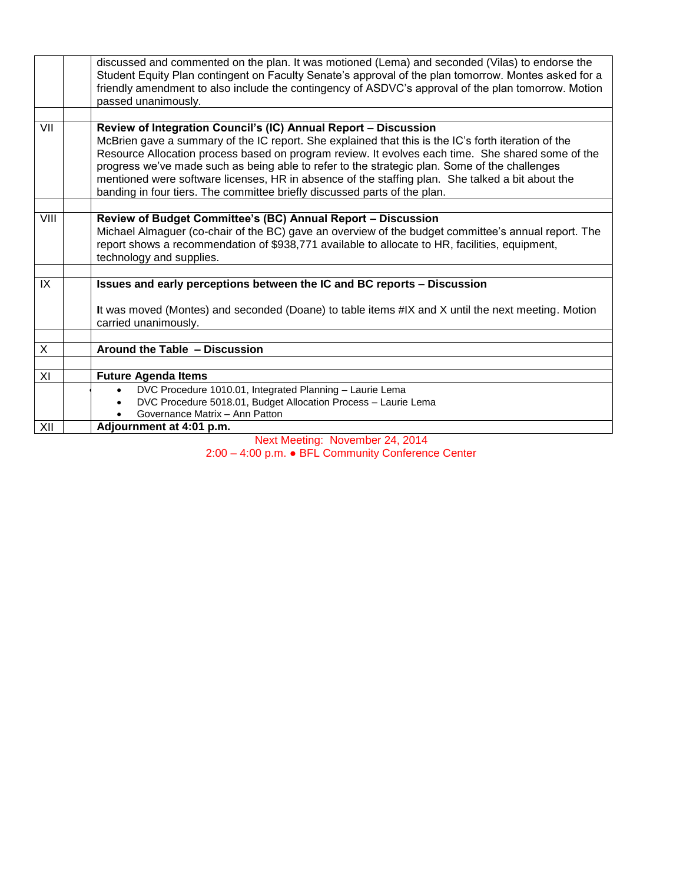| | | |
|---|---|---|
| | | discussed and commented on the plan. It was motioned (Lema) and seconded (Vilas) to endorse the Student Equity Plan contingent on Faculty Senate's approval of the plan tomorrow. Montes asked for a friendly amendment to also include the contingency of ASDVC's approval of the plan tomorrow. Motion passed unanimously. |
| | | |
| VII | | **Review of Integration Council's (IC) Annual Report – Discussion**<br>McBrien gave a summary of the IC report. She explained that this is the IC's forth iteration of the Resource Allocation process based on program review. It evolves each time. She shared some of the progress we've made such as being able to refer to the strategic plan. Some of the challenges mentioned were software licenses, HR in absence of the staffing plan. She talked a bit about the banding in four tiers. The committee briefly discussed parts of the plan. |
| | | |
| VIII | | **Review of Budget Committee's (BC) Annual Report – Discussion**<br>Michael Almaguer (co-chair of the BC) gave an overview of the budget committee's annual report. The report shows a recommendation of $938,771 available to allocate to HR, facilities, equipment, technology and supplies. |
| | | |
| IX | | **Issues and early perceptions between the IC and BC reports – Discussion**<br><br>It was moved (Montes) and seconded (Doane) to table items #IX and X until the next meeting. Motion carried unanimously. |
| | | |
| X | | **Around the Table – Discussion** |
| | | |
| XI | | **Future Agenda Items** |
| | | • DVC Procedure 1010.01, Integrated Planning – Laurie Lema<br>• DVC Procedure 5018.01, Budget Allocation Process – Laurie Lema<br>• Governance Matrix – Ann Patton |
| XII | | **Adjournment at 4:01 p.m.** |

Next Meeting: November 24, 2014
2:00 – 4:00 p.m. ● BFL Community Conference Center